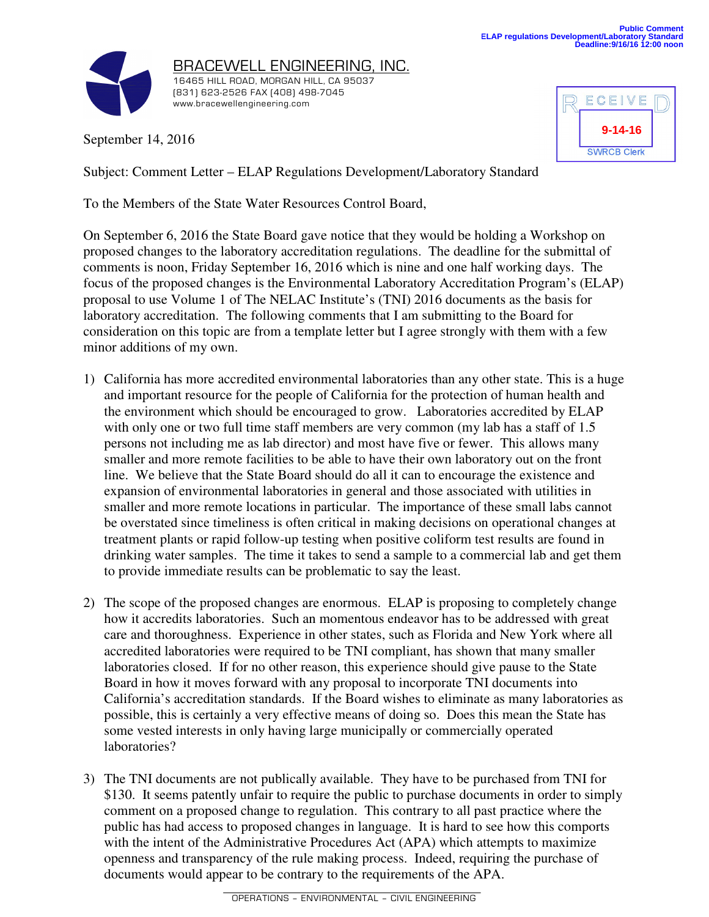Public Comment
ELAP regulations Development/Laboratory Standard
Deadline:9/16/16 12:00 noon

BRACEWELL ENGINEERING, INC.
16465 HILL ROAD, MORGAN HILL, CA 95037
(831) 623-2526 FAX (408) 498-7045
www.bracewellengineering.com

RECEIVED
9-14-16
SWRCB Clerk

September 14, 2016

Subject: Comment Letter – ELAP Regulations Development/Laboratory Standard

To the Members of the State Water Resources Control Board,

On September 6, 2016 the State Board gave notice that they would be holding a Workshop on proposed changes to the laboratory accreditation regulations. The deadline for the submittal of comments is noon, Friday September 16, 2016 which is nine and one half working days. The focus of the proposed changes is the Environmental Laboratory Accreditation Program's (ELAP) proposal to use Volume 1 of The NELAC Institute's (TNI) 2016 documents as the basis for laboratory accreditation. The following comments that I am submitting to the Board for consideration on this topic are from a template letter but I agree strongly with them with a few minor additions of my own.

1) California has more accredited environmental laboratories than any other state. This is a huge and important resource for the people of California for the protection of human health and the environment which should be encouraged to grow. Laboratories accredited by ELAP with only one or two full time staff members are very common (my lab has a staff of 1.5 persons not including me as lab director) and most have five or fewer. This allows many smaller and more remote facilities to be able to have their own laboratory out on the front line. We believe that the State Board should do all it can to encourage the existence and expansion of environmental laboratories in general and those associated with utilities in smaller and more remote locations in particular. The importance of these small labs cannot be overstated since timeliness is often critical in making decisions on operational changes at treatment plants or rapid follow-up testing when positive coliform test results are found in drinking water samples. The time it takes to send a sample to a commercial lab and get them to provide immediate results can be problematic to say the least.

2) The scope of the proposed changes are enormous. ELAP is proposing to completely change how it accredits laboratories. Such an momentous endeavor has to be addressed with great care and thoroughness. Experience in other states, such as Florida and New York where all accredited laboratories were required to be TNI compliant, has shown that many smaller laboratories closed. If for no other reason, this experience should give pause to the State Board in how it moves forward with any proposal to incorporate TNI documents into California's accreditation standards. If the Board wishes to eliminate as many laboratories as possible, this is certainly a very effective means of doing so. Does this mean the State has some vested interests in only having large municipally or commercially operated laboratories?

3) The TNI documents are not publically available. They have to be purchased from TNI for $130. It seems patently unfair to require the public to purchase documents in order to simply comment on a proposed change to regulation. This contrary to all past practice where the public has had access to proposed changes in language. It is hard to see how this comports with the intent of the Administrative Procedures Act (APA) which attempts to maximize openness and transparency of the rule making process. Indeed, requiring the purchase of documents would appear to be contrary to the requirements of the APA.

OPERATIONS – ENVIRONMENTAL – CIVIL ENGINEERING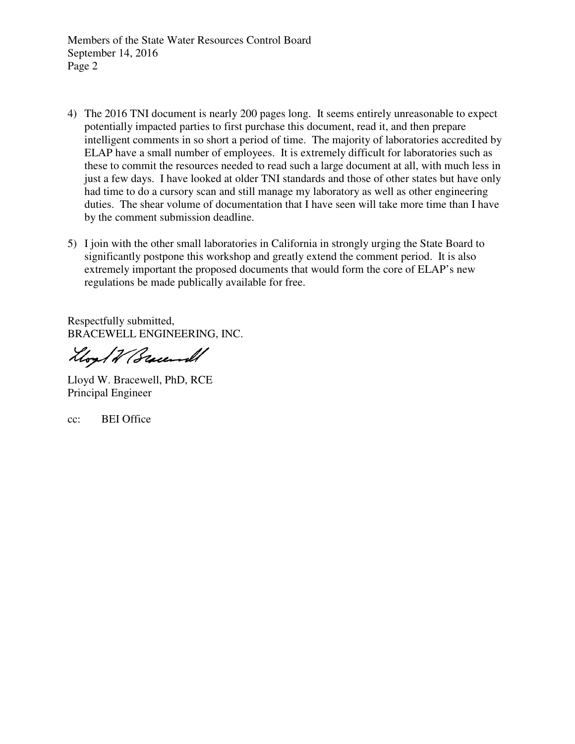4) The 2016 TNI document is nearly 200 pages long. It seems entirely unreasonable to expect potentially impacted parties to first purchase this document, read it, and then prepare intelligent comments in so short a period of time. The majority of laboratories accredited by ELAP have a small number of employees. It is extremely difficult for laboratories such as these to commit the resources needed to read such a large document at all, with much less in just a few days. I have looked at older TNI standards and those of other states but have only had time to do a cursory scan and still manage my laboratory as well as other engineering duties. The shear volume of documentation that I have seen will take more time than I have by the comment submission deadline.

5) I join with the other small laboratories in California in strongly urging the State Board to significantly postpone this workshop and greatly extend the comment period. It is also extremely important the proposed documents that would form the core of ELAP's new regulations be made publically available for free.

Respectfully submitted,
BRACEWELL ENGINEERING, INC.

Lloyd W. Bracewell, PhD, RCE
Principal Engineer

cc: BEI Office